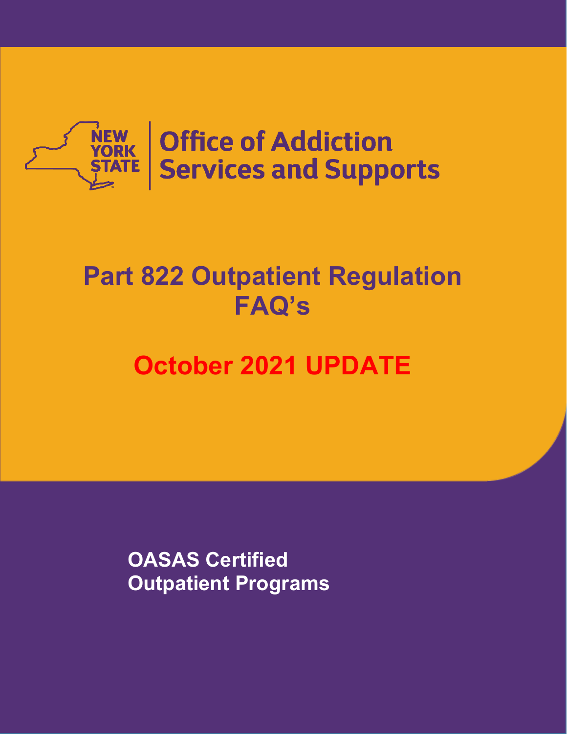NEW YORK STATE | Office of Addiction Services and Supports

# Part 822 Outpatient Regulation FAQ's

## October 2021 UPDATE

**OASAS Certified Outpatient Programs**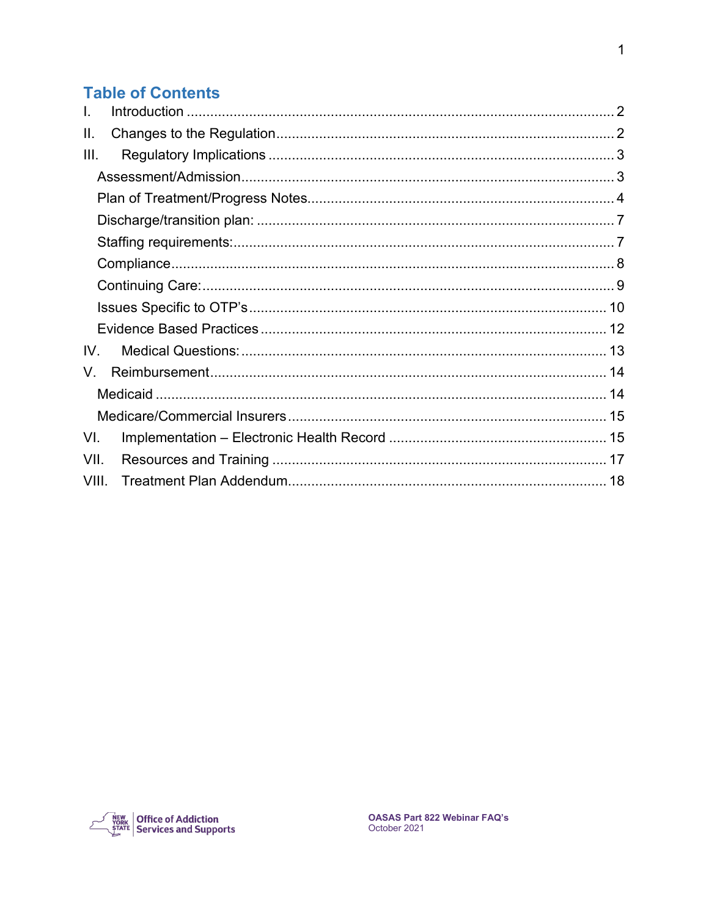## Table of Contents

I. Introduction ..... 2

II. Changes to the Regulation ..... 2

III. Regulatory Implications ..... 3

- Assessment/Admission ..... 3
- Plan of Treatment/Progress Notes ..... 4
- Discharge/transition plan: ..... 7
- Staffing requirements: ..... 7
- Compliance ..... 8
- Continuing Care: ..... 9
- Issues Specific to OTP's ..... 10
- Evidence Based Practices ..... 12

IV. Medical Questions: ..... 13

V. Reimbursement ..... 14

- Medicaid ..... 14
- Medicare/Commercial Insurers ..... 15

VI. Implementation – Electronic Health Record ..... 15

VII. Resources and Training ..... 17

VIII. Treatment Plan Addendum ..... 18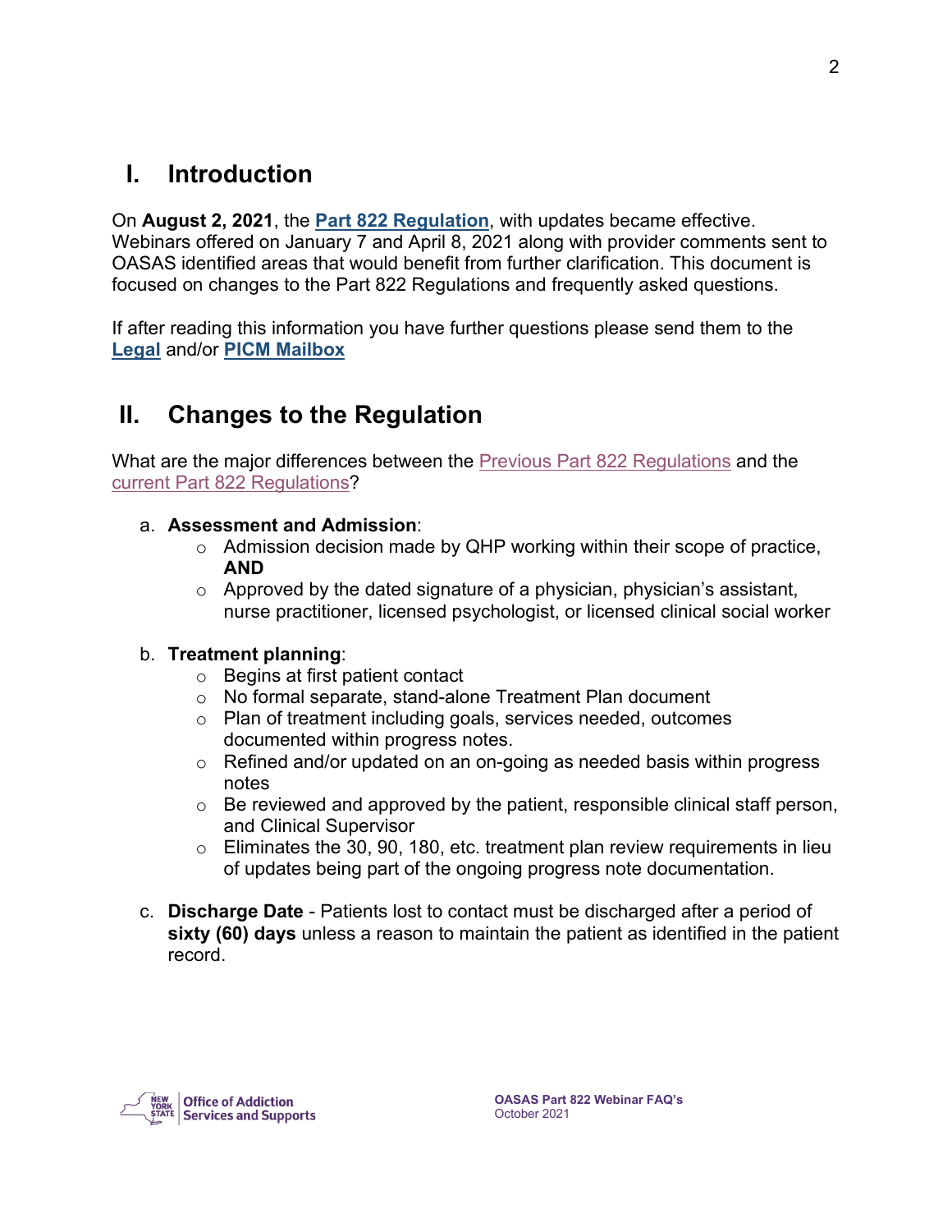## I. Introduction

On **August 2, 2021**, the **Part 822 Regulation**, with updates became effective. Webinars offered on January 7 and April 8, 2021 along with provider comments sent to OASAS identified areas that would benefit from further clarification. This document is focused on changes to the Part 822 Regulations and frequently asked questions.

If after reading this information you have further questions please send them to the **Legal** and/or **PICM Mailbox**

## II. Changes to the Regulation

What are the major differences between the Previous Part 822 Regulations and the current Part 822 Regulations?

a. **Assessment and Admission**:
   - Admission decision made by QHP working within their scope of practice, **AND**
   - Approved by the dated signature of a physician, physician's assistant, nurse practitioner, licensed psychologist, or licensed clinical social worker

b. **Treatment planning**:
   - Begins at first patient contact
   - No formal separate, stand-alone Treatment Plan document
   - Plan of treatment including goals, services needed, outcomes documented within progress notes.
   - Refined and/or updated on an on-going as needed basis within progress notes
   - Be reviewed and approved by the patient, responsible clinical staff person, and Clinical Supervisor
   - Eliminates the 30, 90, 180, etc. treatment plan review requirements in lieu of updates being part of the ongoing progress note documentation.

c. **Discharge Date** - Patients lost to contact must be discharged after a period of **sixty (60) days** unless a reason to maintain the patient as identified in the patient record.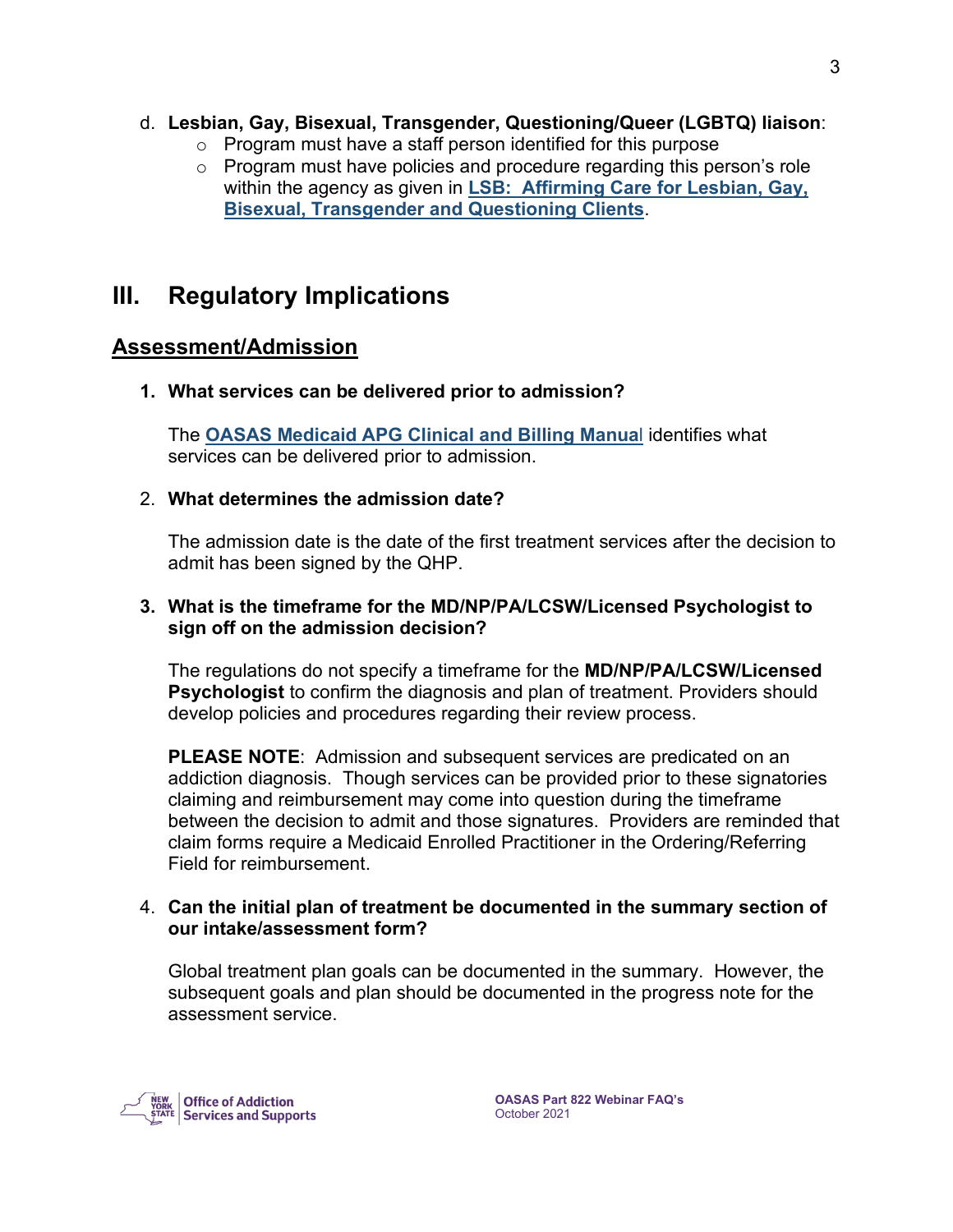d. **Lesbian, Gay, Bisexual, Transgender, Questioning/Queer (LGBTQ) liaison**:
   - Program must have a staff person identified for this purpose
   - Program must have policies and procedure regarding this person's role within the agency as given in **LSB: Affirming Care for Lesbian, Gay, Bisexual, Transgender and Questioning Clients**.

# III. Regulatory Implications

## Assessment/Admission

1. **What services can be delivered prior to admission?**

   The **OASAS Medicaid APG Clinical and Billing Manual** identifies what services can be delivered prior to admission.

2. **What determines the admission date?**

   The admission date is the date of the first treatment services after the decision to admit has been signed by the QHP.

3. **What is the timeframe for the MD/NP/PA/LCSW/Licensed Psychologist to sign off on the admission decision?**

   The regulations do not specify a timeframe for the **MD/NP/PA/LCSW/Licensed Psychologist** to confirm the diagnosis and plan of treatment. Providers should develop policies and procedures regarding their review process.

   **PLEASE NOTE**: Admission and subsequent services are predicated on an addiction diagnosis. Though services can be provided prior to these signatories claiming and reimbursement may come into question during the timeframe between the decision to admit and those signatures. Providers are reminded that claim forms require a Medicaid Enrolled Practitioner in the Ordering/Referring Field for reimbursement.

4. **Can the initial plan of treatment be documented in the summary section of our intake/assessment form?**

   Global treatment plan goals can be documented in the summary. However, the subsequent goals and plan should be documented in the progress note for the assessment service.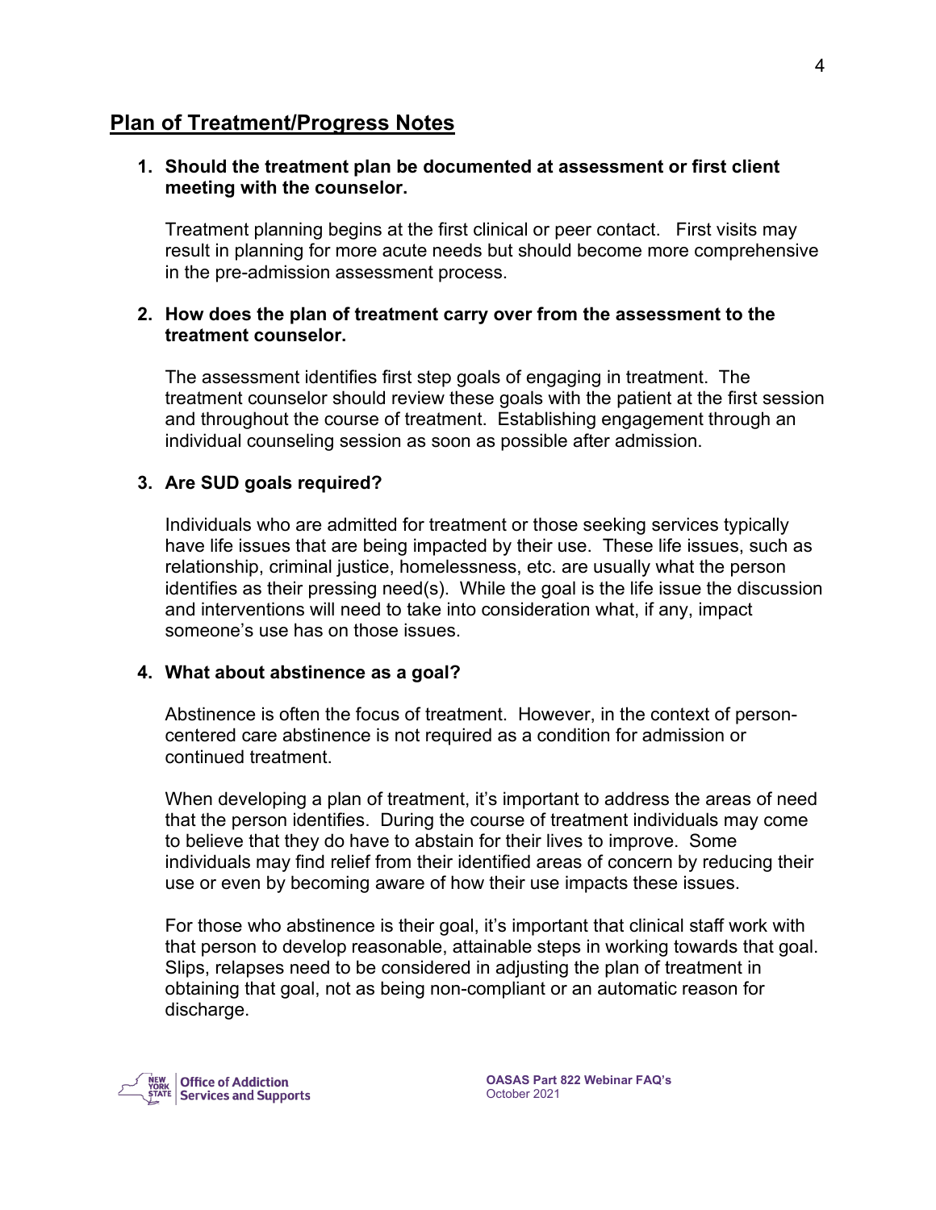## Plan of Treatment/Progress Notes

1. **Should the treatment plan be documented at assessment or first client meeting with the counselor.**

   Treatment planning begins at the first clinical or peer contact. First visits may result in planning for more acute needs but should become more comprehensive in the pre-admission assessment process.

2. **How does the plan of treatment carry over from the assessment to the treatment counselor.**

   The assessment identifies first step goals of engaging in treatment. The treatment counselor should review these goals with the patient at the first session and throughout the course of treatment. Establishing engagement through an individual counseling session as soon as possible after admission.

3. **Are SUD goals required?**

   Individuals who are admitted for treatment or those seeking services typically have life issues that are being impacted by their use. These life issues, such as relationship, criminal justice, homelessness, etc. are usually what the person identifies as their pressing need(s). While the goal is the life issue the discussion and interventions will need to take into consideration what, if any, impact someone's use has on those issues.

4. **What about abstinence as a goal?**

   Abstinence is often the focus of treatment. However, in the context of person-centered care abstinence is not required as a condition for admission or continued treatment.

   When developing a plan of treatment, it's important to address the areas of need that the person identifies. During the course of treatment individuals may come to believe that they do have to abstain for their lives to improve. Some individuals may find relief from their identified areas of concern by reducing their use or even by becoming aware of how their use impacts these issues.

   For those who abstinence is their goal, it's important that clinical staff work with that person to develop reasonable, attainable steps in working towards that goal. Slips, relapses need to be considered in adjusting the plan of treatment in obtaining that goal, not as being non-compliant or an automatic reason for discharge.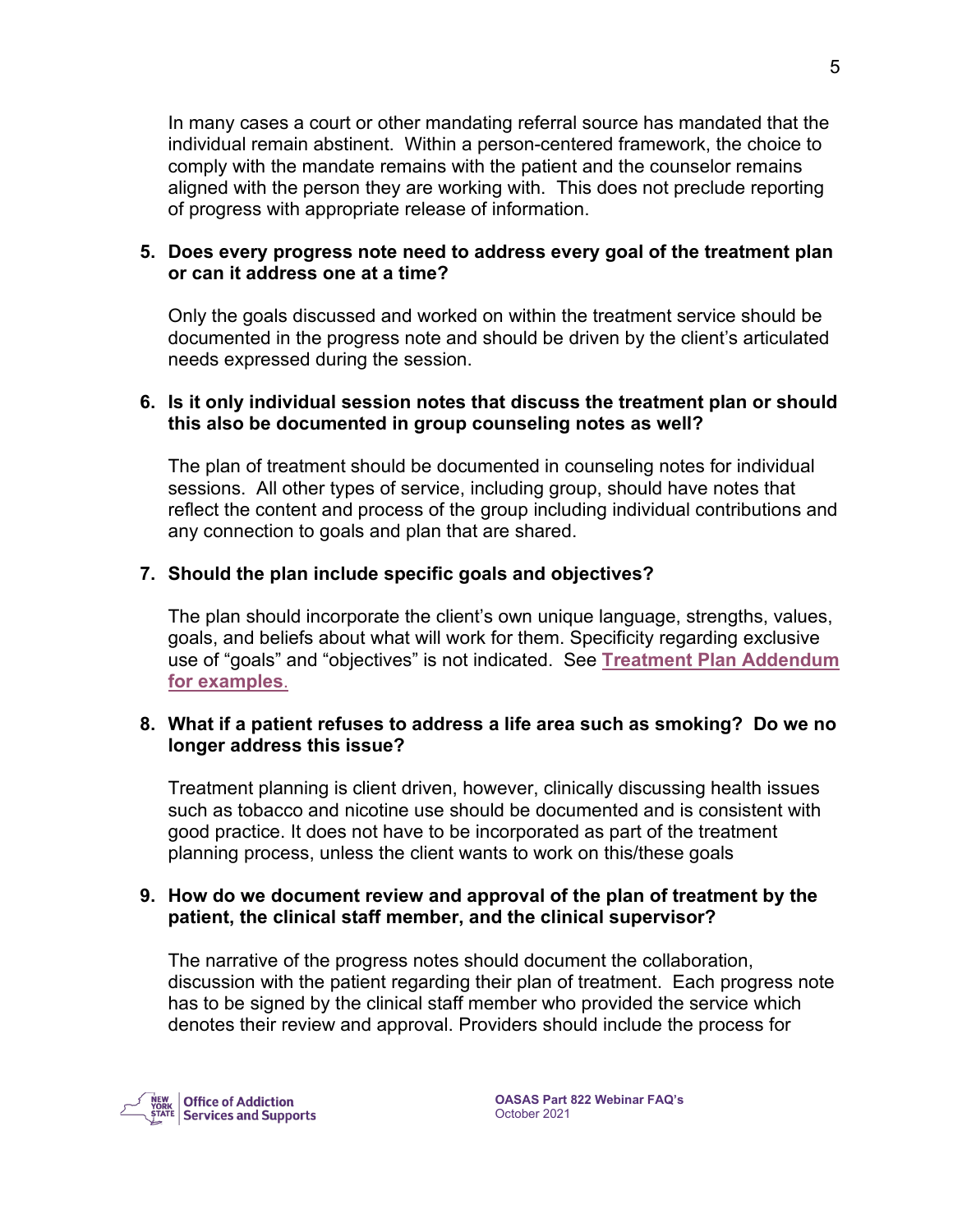In many cases a court or other mandating referral source has mandated that the individual remain abstinent. Within a person-centered framework, the choice to comply with the mandate remains with the patient and the counselor remains aligned with the person they are working with. This does not preclude reporting of progress with appropriate release of information.

5. **Does every progress note need to address every goal of the treatment plan or can it address one at a time?**

   Only the goals discussed and worked on within the treatment service should be documented in the progress note and should be driven by the client's articulated needs expressed during the session.

6. **Is it only individual session notes that discuss the treatment plan or should this also be documented in group counseling notes as well?**

   The plan of treatment should be documented in counseling notes for individual sessions. All other types of service, including group, should have notes that reflect the content and process of the group including individual contributions and any connection to goals and plan that are shared.

7. **Should the plan include specific goals and objectives?**

   The plan should incorporate the client's own unique language, strengths, values, goals, and beliefs about what will work for them. Specificity regarding exclusive use of "goals" and "objectives" is not indicated. See **Treatment Plan Addendum for examples**.

8. **What if a patient refuses to address a life area such as smoking? Do we no longer address this issue?**

   Treatment planning is client driven, however, clinically discussing health issues such as tobacco and nicotine use should be documented and is consistent with good practice. It does not have to be incorporated as part of the treatment planning process, unless the client wants to work on this/these goals

9. **How do we document review and approval of the plan of treatment by the patient, the clinical staff member, and the clinical supervisor?**

   The narrative of the progress notes should document the collaboration, discussion with the patient regarding their plan of treatment. Each progress note has to be signed by the clinical staff member who provided the service which denotes their review and approval. Providers should include the process for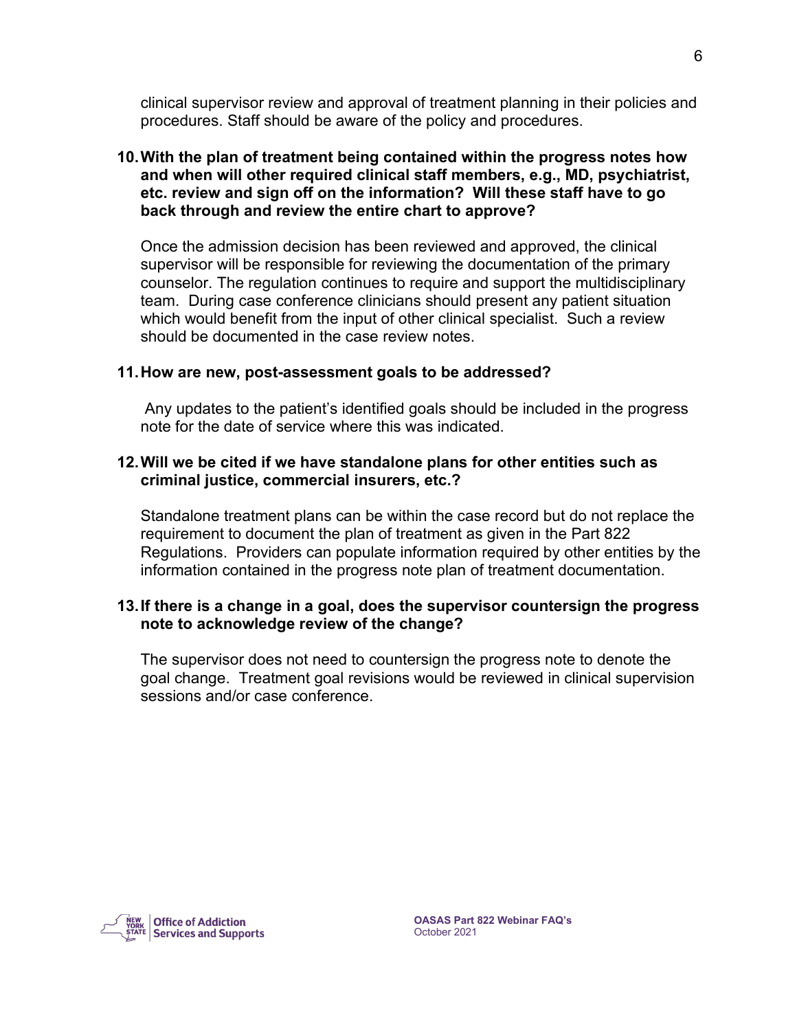clinical supervisor review and approval of treatment planning in their policies and procedures. Staff should be aware of the policy and procedures.

**10. With the plan of treatment being contained within the progress notes how and when will other required clinical staff members, e.g., MD, psychiatrist, etc. review and sign off on the information? Will these staff have to go back through and review the entire chart to approve?**

Once the admission decision has been reviewed and approved, the clinical supervisor will be responsible for reviewing the documentation of the primary counselor. The regulation continues to require and support the multidisciplinary team. During case conference clinicians should present any patient situation which would benefit from the input of other clinical specialist. Such a review should be documented in the case review notes.

**11. How are new, post-assessment goals to be addressed?**

Any updates to the patient's identified goals should be included in the progress note for the date of service where this was indicated.

**12. Will we be cited if we have standalone plans for other entities such as criminal justice, commercial insurers, etc.?**

Standalone treatment plans can be within the case record but do not replace the requirement to document the plan of treatment as given in the Part 822 Regulations. Providers can populate information required by other entities by the information contained in the progress note plan of treatment documentation.

**13. If there is a change in a goal, does the supervisor countersign the progress note to acknowledge review of the change?**

The supervisor does not need to countersign the progress note to denote the goal change. Treatment goal revisions would be reviewed in clinical supervision sessions and/or case conference.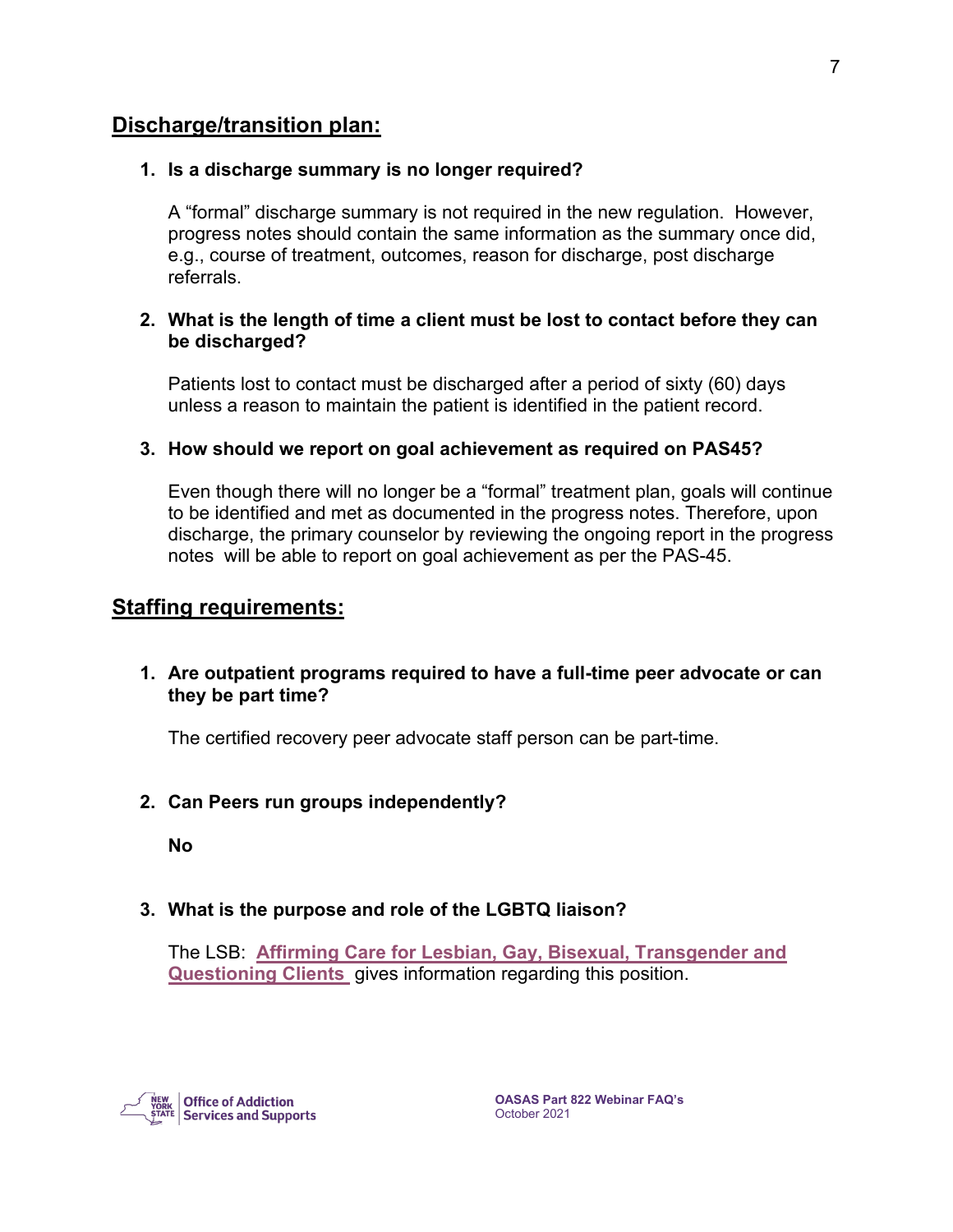## Discharge/transition plan:

1. **Is a discharge summary is no longer required?**

   A "formal" discharge summary is not required in the new regulation. However, progress notes should contain the same information as the summary once did, e.g., course of treatment, outcomes, reason for discharge, post discharge referrals.

2. **What is the length of time a client must be lost to contact before they can be discharged?**

   Patients lost to contact must be discharged after a period of sixty (60) days unless a reason to maintain the patient is identified in the patient record.

3. **How should we report on goal achievement as required on PAS45?**

   Even though there will no longer be a "formal" treatment plan, goals will continue to be identified and met as documented in the progress notes. Therefore, upon discharge, the primary counselor by reviewing the ongoing report in the progress notes will be able to report on goal achievement as per the PAS-45.

## Staffing requirements:

1. **Are outpatient programs required to have a full-time peer advocate or can they be part time?**

   The certified recovery peer advocate staff person can be part-time.

2. **Can Peers run groups independently?**

   **No**

3. **What is the purpose and role of the LGBTQ liaison?**

   The LSB: **Affirming Care for Lesbian, Gay, Bisexual, Transgender and Questioning Clients** gives information regarding this position.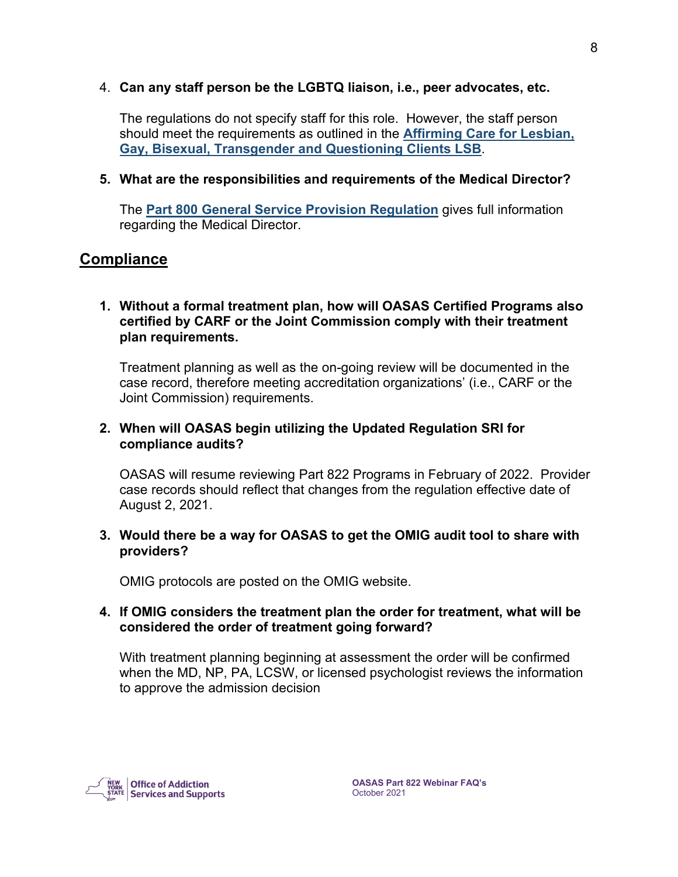4. **Can any staff person be the LGBTQ liaison, i.e., peer advocates, etc.**

   The regulations do not specify staff for this role. However, the staff person should meet the requirements as outlined in the **Affirming Care for Lesbian, Gay, Bisexual, Transgender and Questioning Clients LSB**.

5. **What are the responsibilities and requirements of the Medical Director?**

   The **Part 800 General Service Provision Regulation** gives full information regarding the Medical Director.

## Compliance

1. **Without a formal treatment plan, how will OASAS Certified Programs also certified by CARF or the Joint Commission comply with their treatment plan requirements.**

   Treatment planning as well as the on-going review will be documented in the case record, therefore meeting accreditation organizations' (i.e., CARF or the Joint Commission) requirements.

2. **When will OASAS begin utilizing the Updated Regulation SRI for compliance audits?**

   OASAS will resume reviewing Part 822 Programs in February of 2022. Provider case records should reflect that changes from the regulation effective date of August 2, 2021.

3. **Would there be a way for OASAS to get the OMIG audit tool to share with providers?**

   OMIG protocols are posted on the OMIG website.

4. **If OMIG considers the treatment plan the order for treatment, what will be considered the order of treatment going forward?**

   With treatment planning beginning at assessment the order will be confirmed when the MD, NP, PA, LCSW, or licensed psychologist reviews the information to approve the admission decision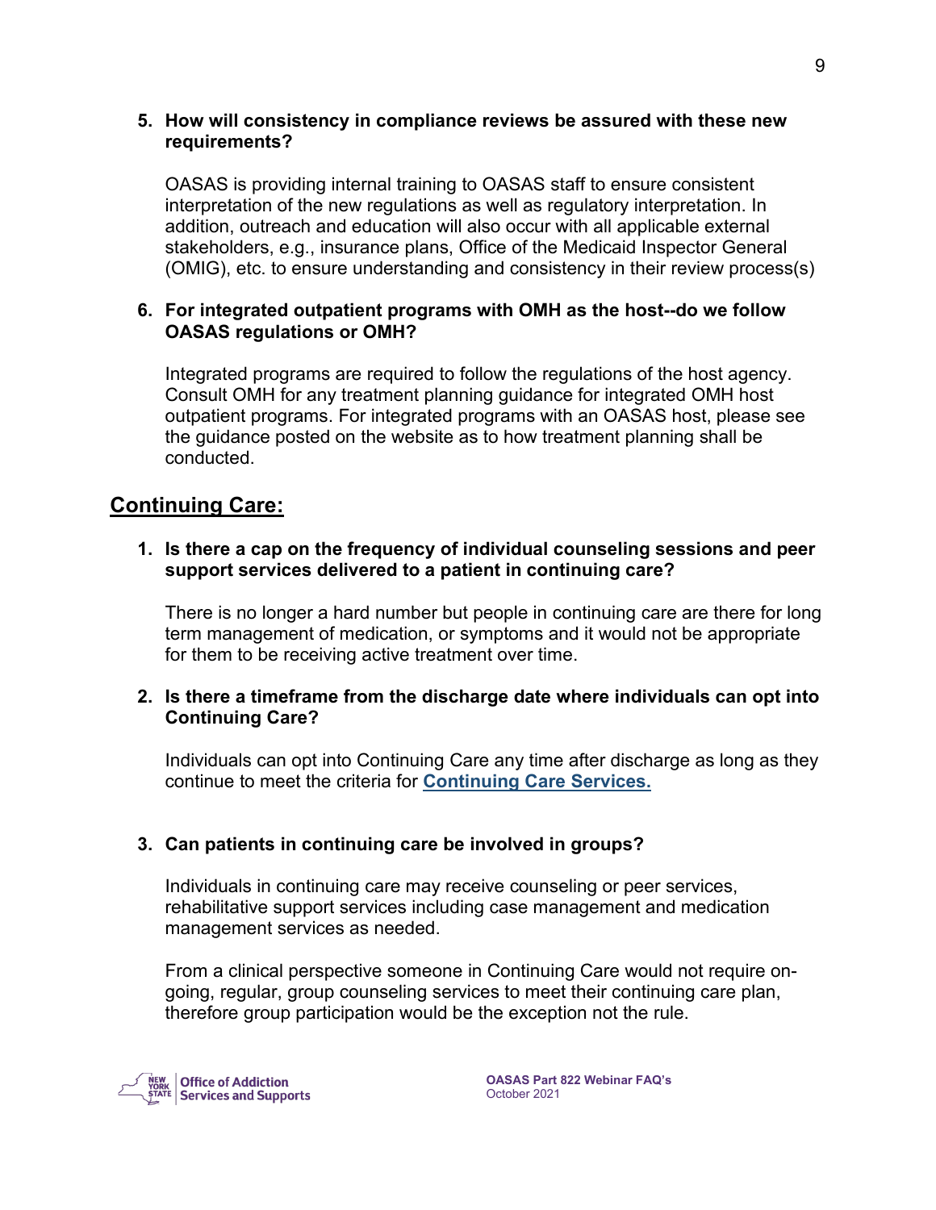5. **How will consistency in compliance reviews be assured with these new requirements?**

   OASAS is providing internal training to OASAS staff to ensure consistent interpretation of the new regulations as well as regulatory interpretation. In addition, outreach and education will also occur with all applicable external stakeholders, e.g., insurance plans, Office of the Medicaid Inspector General (OMIG), etc. to ensure understanding and consistency in their review process(s)

6. **For integrated outpatient programs with OMH as the host--do we follow OASAS regulations or OMH?**

   Integrated programs are required to follow the regulations of the host agency. Consult OMH for any treatment planning guidance for integrated OMH host outpatient programs. For integrated programs with an OASAS host, please see the guidance posted on the website as to how treatment planning shall be conducted.

## Continuing Care:

1. **Is there a cap on the frequency of individual counseling sessions and peer support services delivered to a patient in continuing care?**

   There is no longer a hard number but people in continuing care are there for long term management of medication, or symptoms and it would not be appropriate for them to be receiving active treatment over time.

2. **Is there a timeframe from the discharge date where individuals can opt into Continuing Care?**

   Individuals can opt into Continuing Care any time after discharge as long as they continue to meet the criteria for **Continuing Care Services.**

3. **Can patients in continuing care be involved in groups?**

   Individuals in continuing care may receive counseling or peer services, rehabilitative support services including case management and medication management services as needed.

   From a clinical perspective someone in Continuing Care would not require on-going, regular, group counseling services to meet their continuing care plan, therefore group participation would be the exception not the rule.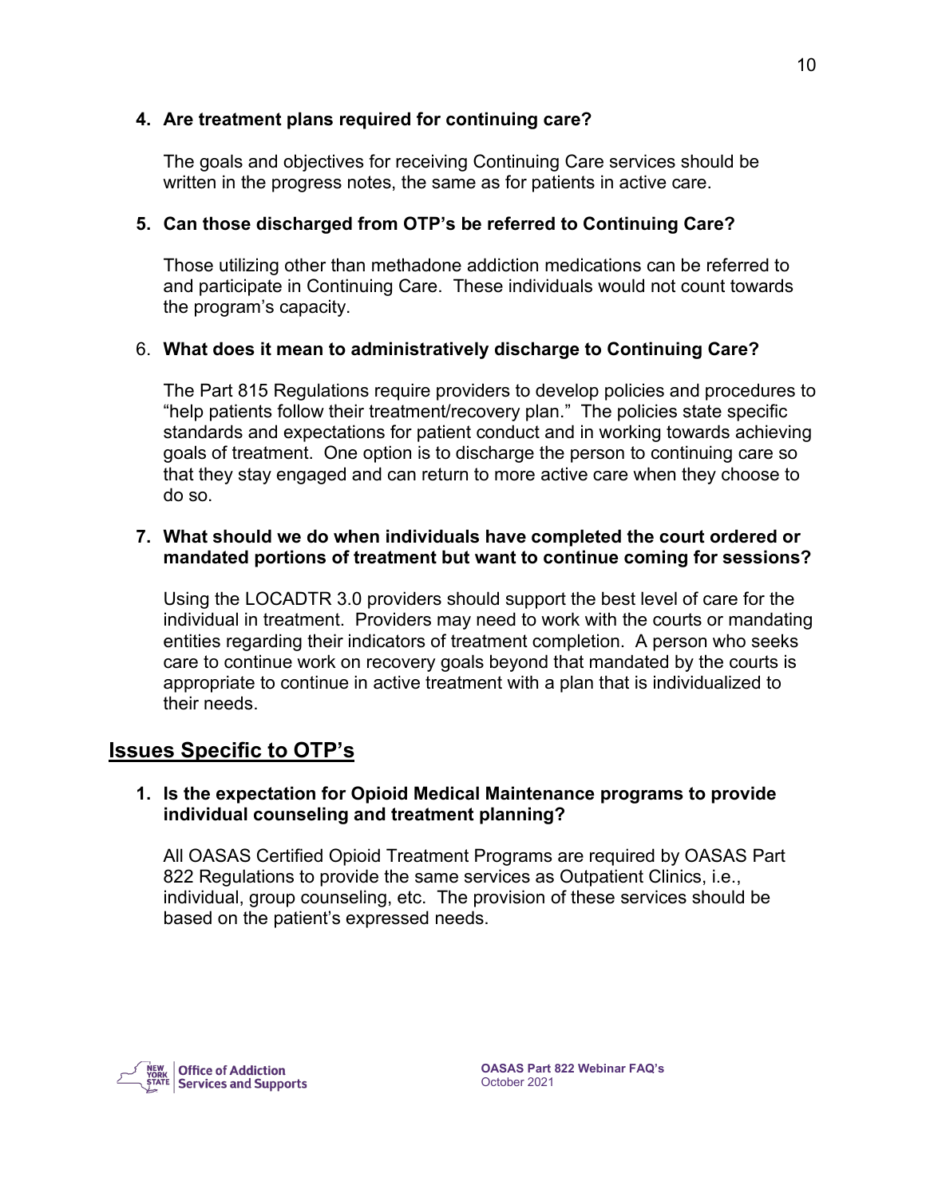4. **Are treatment plans required for continuing care?**

   The goals and objectives for receiving Continuing Care services should be written in the progress notes, the same as for patients in active care.

5. **Can those discharged from OTP's be referred to Continuing Care?**

   Those utilizing other than methadone addiction medications can be referred to and participate in Continuing Care. These individuals would not count towards the program's capacity.

6. **What does it mean to administratively discharge to Continuing Care?**

   The Part 815 Regulations require providers to develop policies and procedures to "help patients follow their treatment/recovery plan." The policies state specific standards and expectations for patient conduct and in working towards achieving goals of treatment. One option is to discharge the person to continuing care so that they stay engaged and can return to more active care when they choose to do so.

7. **What should we do when individuals have completed the court ordered or mandated portions of treatment but want to continue coming for sessions?**

   Using the LOCADTR 3.0 providers should support the best level of care for the individual in treatment. Providers may need to work with the courts or mandating entities regarding their indicators of treatment completion. A person who seeks care to continue work on recovery goals beyond that mandated by the courts is appropriate to continue in active treatment with a plan that is individualized to their needs.

## Issues Specific to OTP's

1. **Is the expectation for Opioid Medical Maintenance programs to provide individual counseling and treatment planning?**

   All OASAS Certified Opioid Treatment Programs are required by OASAS Part 822 Regulations to provide the same services as Outpatient Clinics, i.e., individual, group counseling, etc. The provision of these services should be based on the patient's expressed needs.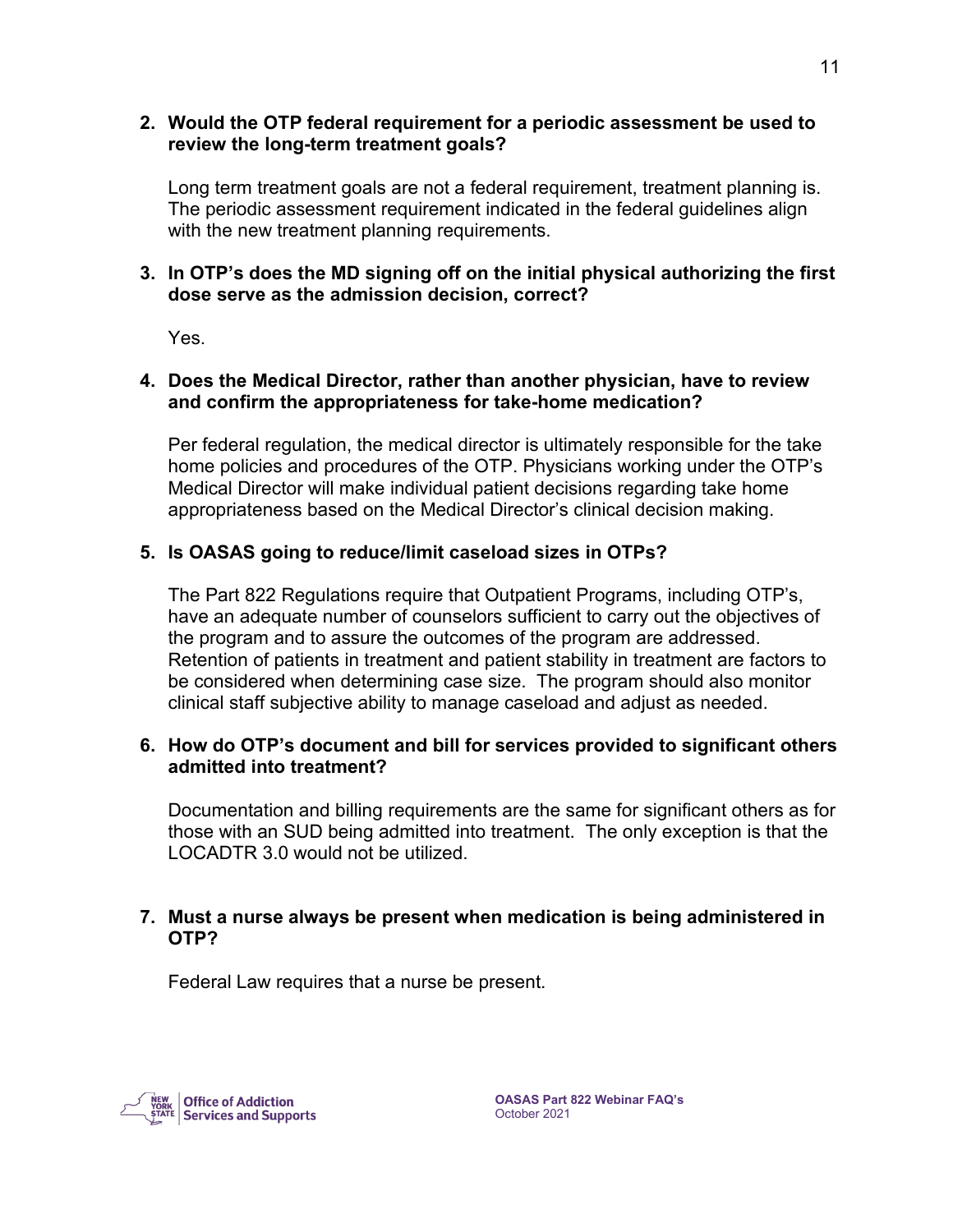**2. Would the OTP federal requirement for a periodic assessment be used to review the long-term treatment goals?**

Long term treatment goals are not a federal requirement, treatment planning is. The periodic assessment requirement indicated in the federal guidelines align with the new treatment planning requirements.

**3. In OTP's does the MD signing off on the initial physical authorizing the first dose serve as the admission decision, correct?**

Yes.

**4. Does the Medical Director, rather than another physician, have to review and confirm the appropriateness for take-home medication?**

Per federal regulation, the medical director is ultimately responsible for the take home policies and procedures of the OTP. Physicians working under the OTP's Medical Director will make individual patient decisions regarding take home appropriateness based on the Medical Director's clinical decision making.

**5. Is OASAS going to reduce/limit caseload sizes in OTPs?**

The Part 822 Regulations require that Outpatient Programs, including OTP's, have an adequate number of counselors sufficient to carry out the objectives of the program and to assure the outcomes of the program are addressed. Retention of patients in treatment and patient stability in treatment are factors to be considered when determining case size. The program should also monitor clinical staff subjective ability to manage caseload and adjust as needed.

**6. How do OTP's document and bill for services provided to significant others admitted into treatment?**

Documentation and billing requirements are the same for significant others as for those with an SUD being admitted into treatment. The only exception is that the LOCADTR 3.0 would not be utilized.

**7. Must a nurse always be present when medication is being administered in OTP?**

Federal Law requires that a nurse be present.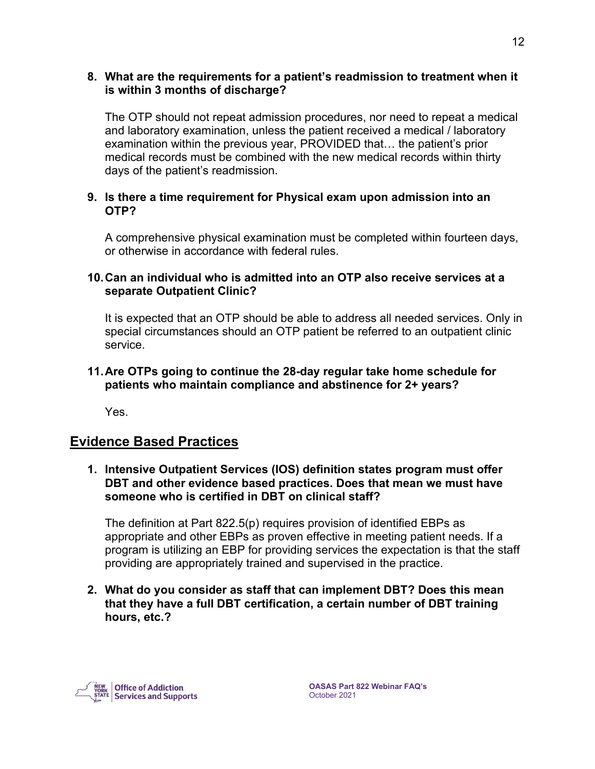**8. What are the requirements for a patient's readmission to treatment when it is within 3 months of discharge?**

The OTP should not repeat admission procedures, nor need to repeat a medical and laboratory examination, unless the patient received a medical / laboratory examination within the previous year, PROVIDED that… the patient's prior medical records must be combined with the new medical records within thirty days of the patient's readmission.

**9. Is there a time requirement for Physical exam upon admission into an OTP?**

A comprehensive physical examination must be completed within fourteen days, or otherwise in accordance with federal rules.

**10. Can an individual who is admitted into an OTP also receive services at a separate Outpatient Clinic?**

It is expected that an OTP should be able to address all needed services. Only in special circumstances should an OTP patient be referred to an outpatient clinic service.

**11. Are OTPs going to continue the 28-day regular take home schedule for patients who maintain compliance and abstinence for 2+ years?**

Yes.

## Evidence Based Practices

**1. Intensive Outpatient Services (IOS) definition states program must offer DBT and other evidence based practices. Does that mean we must have someone who is certified in DBT on clinical staff?**

The definition at Part 822.5(p) requires provision of identified EBPs as appropriate and other EBPs as proven effective in meeting patient needs. If a program is utilizing an EBP for providing services the expectation is that the staff providing are appropriately trained and supervised in the practice.

**2. What do you consider as staff that can implement DBT? Does this mean that they have a full DBT certification, a certain number of DBT training hours, etc.?**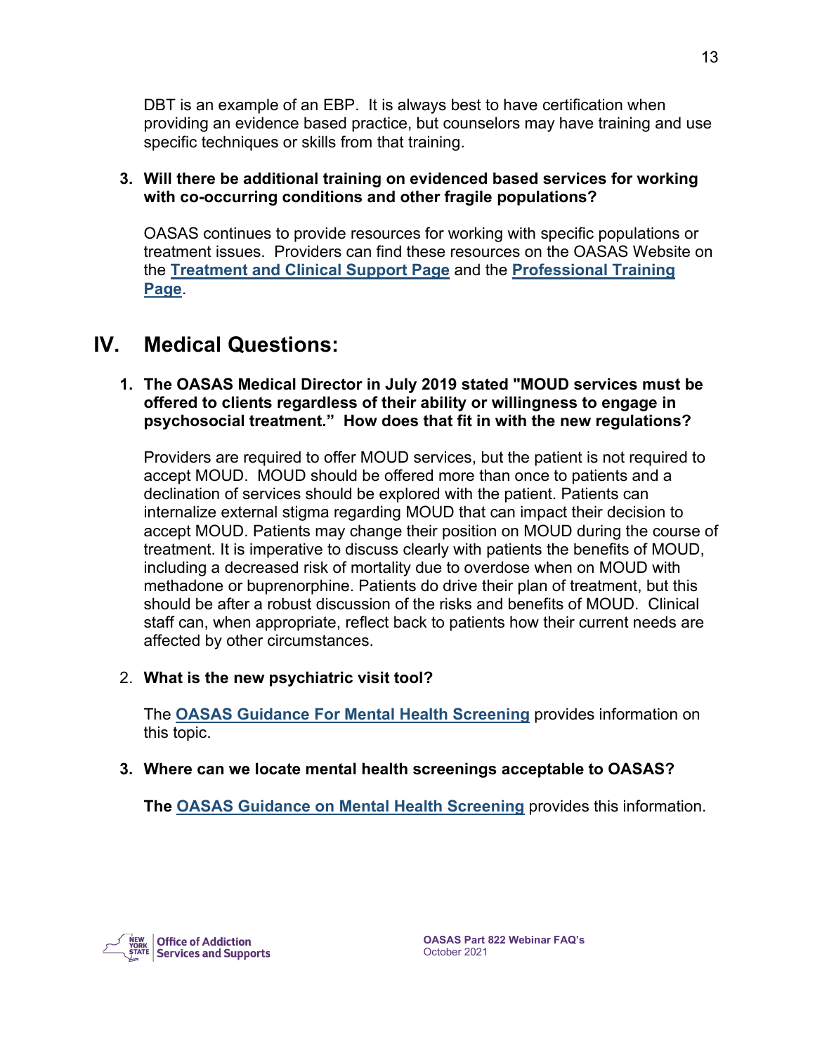DBT is an example of an EBP. It is always best to have certification when providing an evidence based practice, but counselors may have training and use specific techniques or skills from that training.

3. **Will there be additional training on evidenced based services for working with co-occurring conditions and other fragile populations?**

   OASAS continues to provide resources for working with specific populations or treatment issues. Providers can find these resources on the OASAS Website on the **Treatment and Clinical Support Page** and the **Professional Training Page**.

## IV. Medical Questions:

1. **The OASAS Medical Director in July 2019 stated "MOUD services must be offered to clients regardless of their ability or willingness to engage in psychosocial treatment." How does that fit in with the new regulations?**

   Providers are required to offer MOUD services, but the patient is not required to accept MOUD. MOUD should be offered more than once to patients and a declination of services should be explored with the patient. Patients can internalize external stigma regarding MOUD that can impact their decision to accept MOUD. Patients may change their position on MOUD during the course of treatment. It is imperative to discuss clearly with patients the benefits of MOUD, including a decreased risk of mortality due to overdose when on MOUD with methadone or buprenorphine. Patients do drive their plan of treatment, but this should be after a robust discussion of the risks and benefits of MOUD. Clinical staff can, when appropriate, reflect back to patients how their current needs are affected by other circumstances.

2. **What is the new psychiatric visit tool?**

   The **OASAS Guidance For Mental Health Screening** provides information on this topic.

3. **Where can we locate mental health screenings acceptable to OASAS?**

   **The** **OASAS Guidance on Mental Health Screening** provides this information.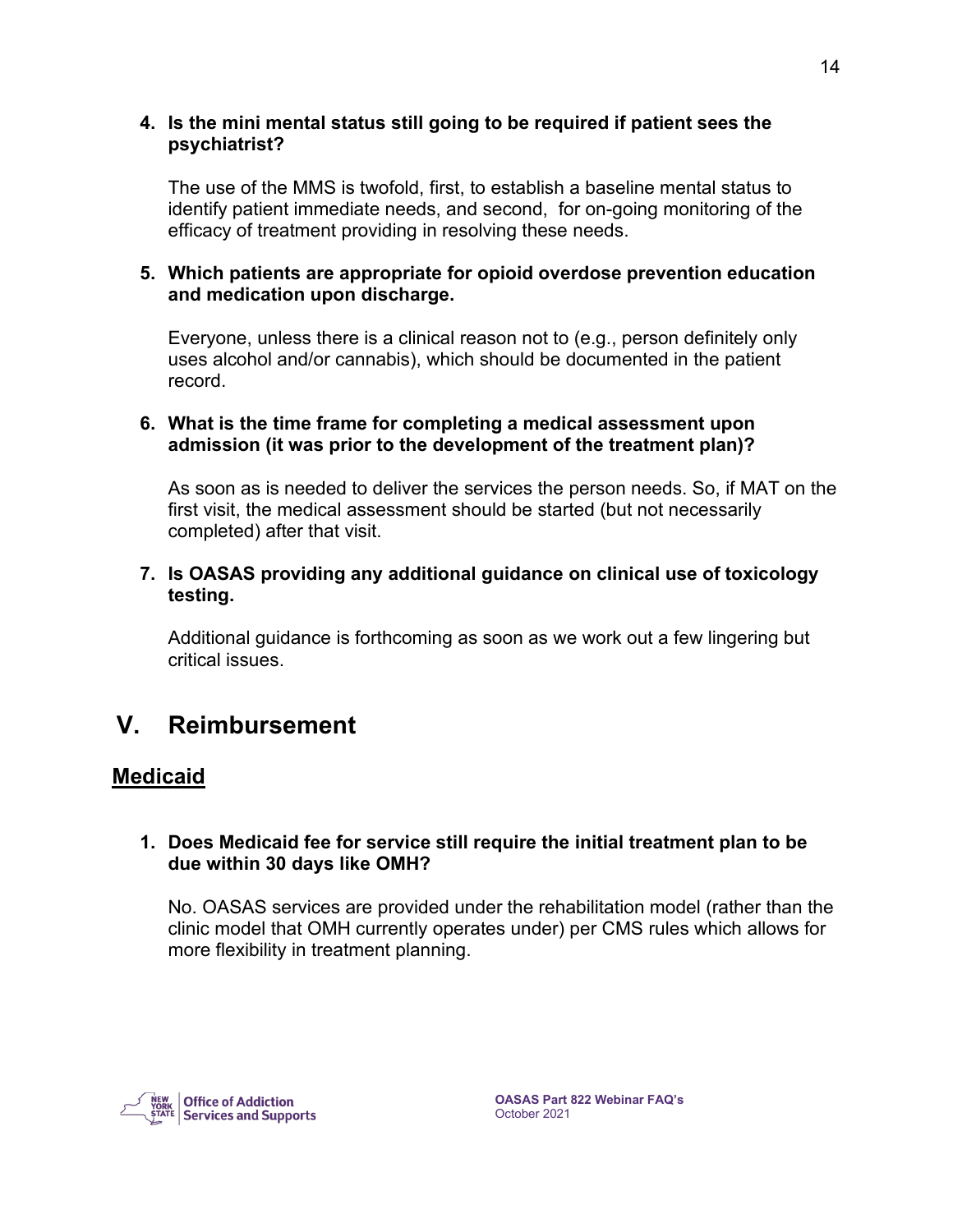4. **Is the mini mental status still going to be required if patient sees the psychiatrist?**

   The use of the MMS is twofold, first, to establish a baseline mental status to identify patient immediate needs, and second, for on-going monitoring of the efficacy of treatment providing in resolving these needs.

5. **Which patients are appropriate for opioid overdose prevention education and medication upon discharge.**

   Everyone, unless there is a clinical reason not to (e.g., person definitely only uses alcohol and/or cannabis), which should be documented in the patient record.

6. **What is the time frame for completing a medical assessment upon admission (it was prior to the development of the treatment plan)?**

   As soon as is needed to deliver the services the person needs. So, if MAT on the first visit, the medical assessment should be started (but not necessarily completed) after that visit.

7. **Is OASAS providing any additional guidance on clinical use of toxicology testing.**

   Additional guidance is forthcoming as soon as we work out a few lingering but critical issues.

# V. Reimbursement

## Medicaid

1. **Does Medicaid fee for service still require the initial treatment plan to be due within 30 days like OMH?**

   No. OASAS services are provided under the rehabilitation model (rather than the clinic model that OMH currently operates under) per CMS rules which allows for more flexibility in treatment planning.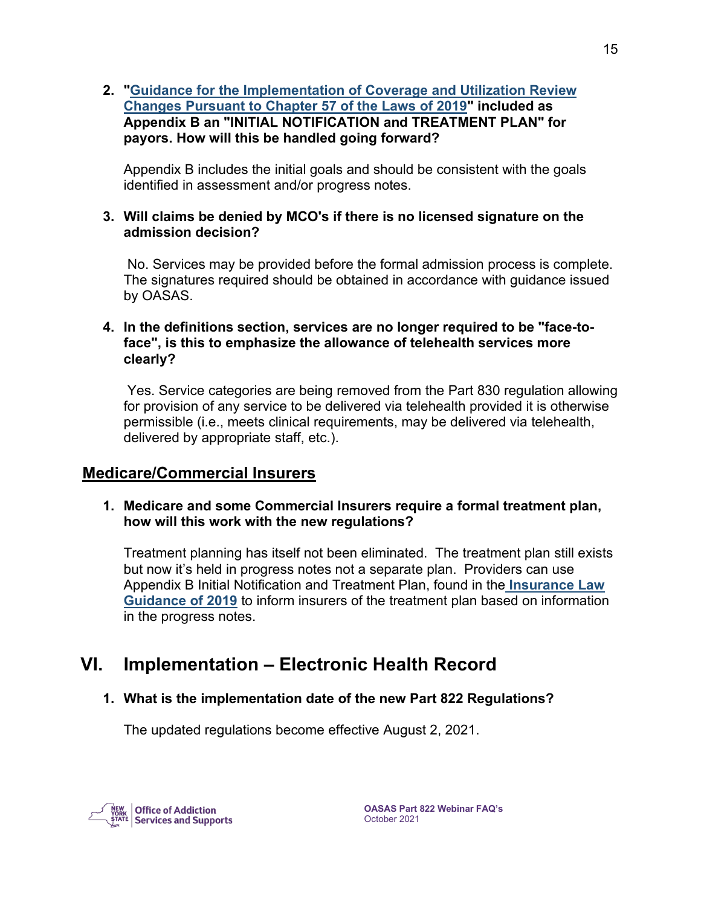2. **"Guidance for the Implementation of Coverage and Utilization Review Changes Pursuant to Chapter 57 of the Laws of 2019" included as Appendix B an "INITIAL NOTIFICATION and TREATMENT PLAN" for payors. How will this be handled going forward?**

   Appendix B includes the initial goals and should be consistent with the goals identified in assessment and/or progress notes.

3. **Will claims be denied by MCO's if there is no licensed signature on the admission decision?**

   No. Services may be provided before the formal admission process is complete. The signatures required should be obtained in accordance with guidance issued by OASAS.

4. **In the definitions section, services are no longer required to be "face-to-face", is this to emphasize the allowance of telehealth services more clearly?**

   Yes. Service categories are being removed from the Part 830 regulation allowing for provision of any service to be delivered via telehealth provided it is otherwise permissible (i.e., meets clinical requirements, may be delivered via telehealth, delivered by appropriate staff, etc.).

## Medicare/Commercial Insurers

1. **Medicare and some Commercial Insurers require a formal treatment plan, how will this work with the new regulations?**

   Treatment planning has itself not been eliminated. The treatment plan still exists but now it's held in progress notes not a separate plan. Providers can use Appendix B Initial Notification and Treatment Plan, found in the Insurance Law Guidance of 2019 to inform insurers of the treatment plan based on information in the progress notes.

# VI. Implementation – Electronic Health Record

1. **What is the implementation date of the new Part 822 Regulations?**

   The updated regulations become effective August 2, 2021.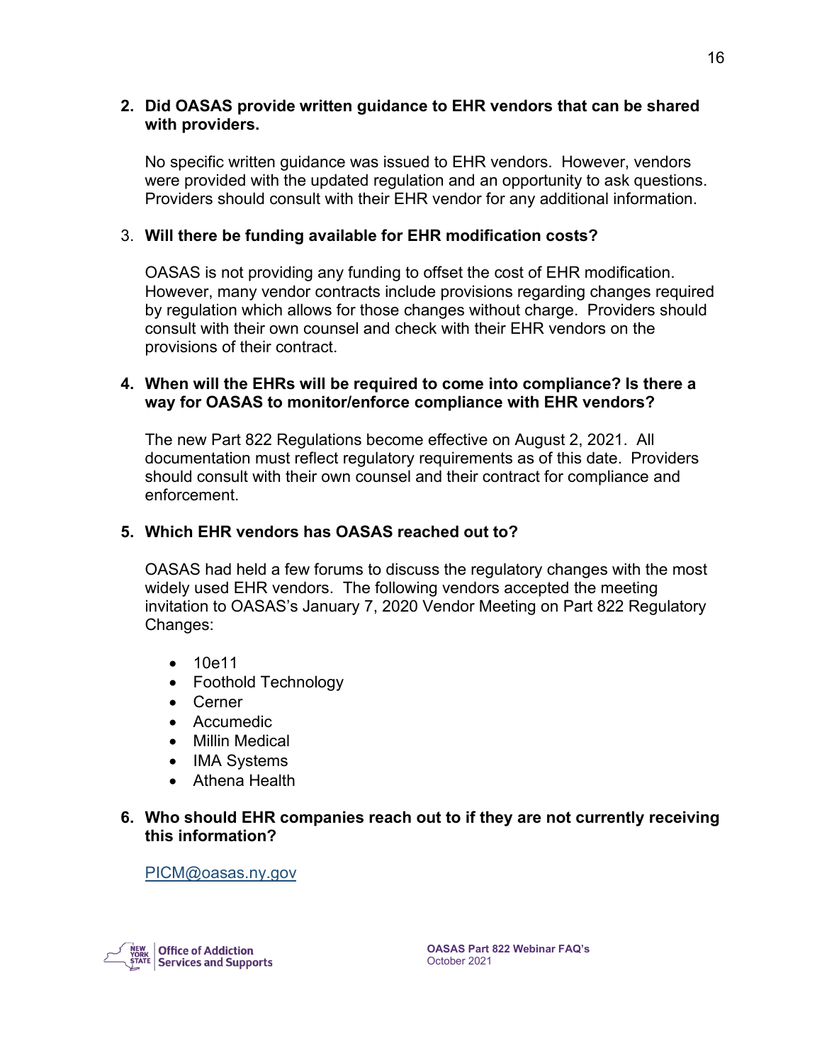**2. Did OASAS provide written guidance to EHR vendors that can be shared with providers.**

No specific written guidance was issued to EHR vendors. However, vendors were provided with the updated regulation and an opportunity to ask questions. Providers should consult with their EHR vendor for any additional information.

3. **Will there be funding available for EHR modification costs?**

OASAS is not providing any funding to offset the cost of EHR modification. However, many vendor contracts include provisions regarding changes required by regulation which allows for those changes without charge. Providers should consult with their own counsel and check with their EHR vendors on the provisions of their contract.

**4. When will the EHRs will be required to come into compliance? Is there a way for OASAS to monitor/enforce compliance with EHR vendors?**

The new Part 822 Regulations become effective on August 2, 2021. All documentation must reflect regulatory requirements as of this date. Providers should consult with their own counsel and their contract for compliance and enforcement.

**5. Which EHR vendors has OASAS reached out to?**

OASAS had held a few forums to discuss the regulatory changes with the most widely used EHR vendors. The following vendors accepted the meeting invitation to OASAS's January 7, 2020 Vendor Meeting on Part 822 Regulatory Changes:

- 10e11
- Foothold Technology
- Cerner
- Accumedic
- Millin Medical
- IMA Systems
- Athena Health

**6. Who should EHR companies reach out to if they are not currently receiving this information?**

PICM@oasas.ny.gov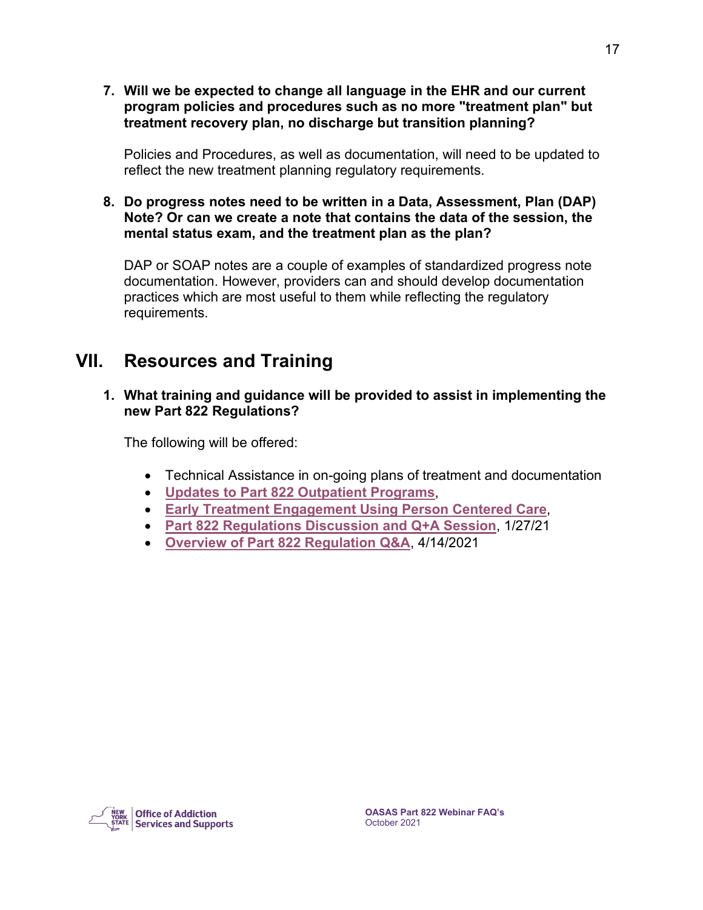7. **Will we be expected to change all language in the EHR and our current program policies and procedures such as no more "treatment plan" but treatment recovery plan, no discharge but transition planning?**

   Policies and Procedures, as well as documentation, will need to be updated to reflect the new treatment planning regulatory requirements.

8. **Do progress notes need to be written in a Data, Assessment, Plan (DAP) Note? Or can we create a note that contains the data of the session, the mental status exam, and the treatment plan as the plan?**

   DAP or SOAP notes are a couple of examples of standardized progress note documentation. However, providers can and should develop documentation practices which are most useful to them while reflecting the regulatory requirements.

## VII. Resources and Training

1. **What training and guidance will be provided to assist in implementing the new Part 822 Regulations?**

   The following will be offered:

   - Technical Assistance in on-going plans of treatment and documentation
   - **Updates to Part 822 Outpatient Programs**,
   - **Early Treatment Engagement Using Person Centered Care**,
   - **Part 822 Regulations Discussion and Q+A Session**, 1/27/21
   - **Overview of Part 822 Regulation Q&A**, 4/14/2021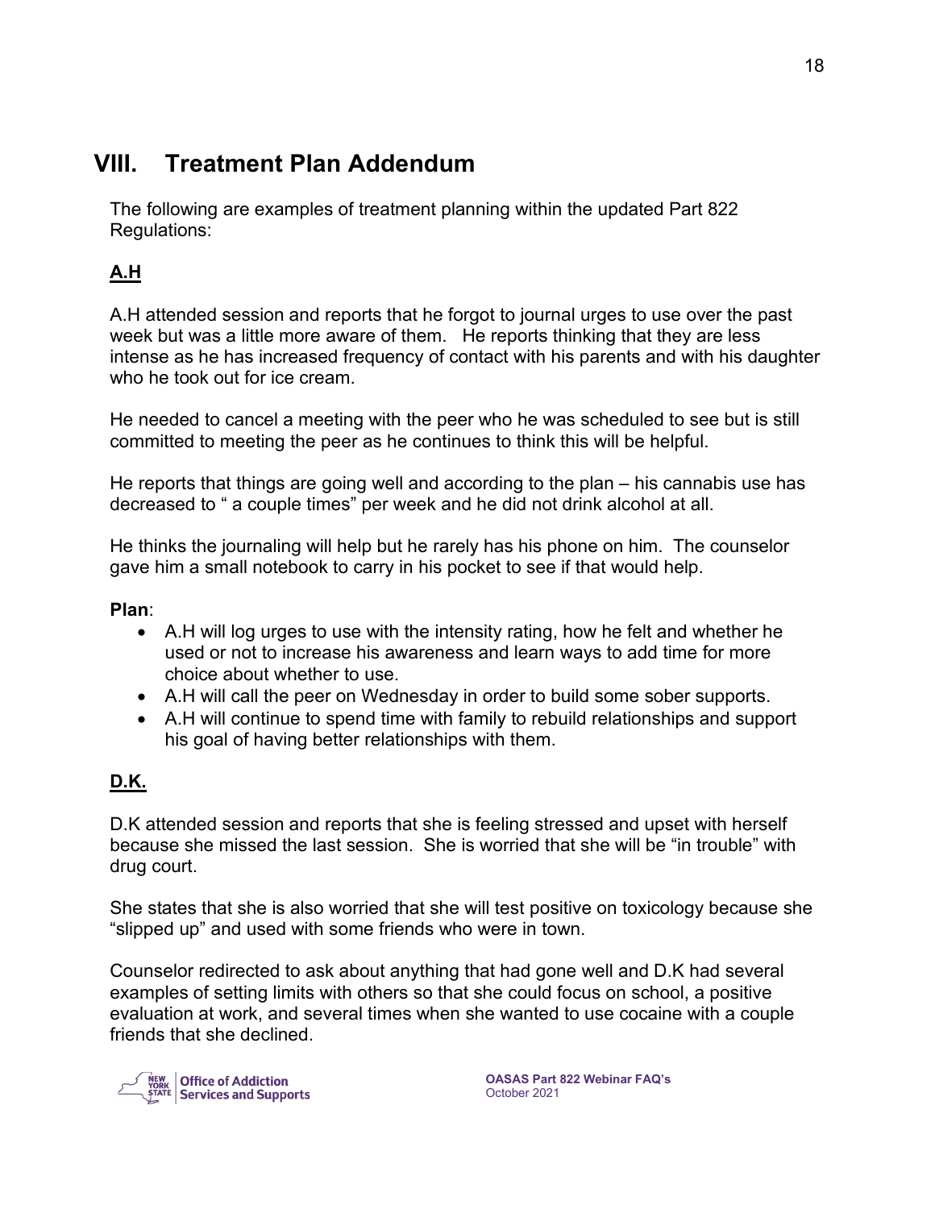# VIII. Treatment Plan Addendum

The following are examples of treatment planning within the updated Part 822 Regulations:

## A.H

A.H attended session and reports that he forgot to journal urges to use over the past week but was a little more aware of them. He reports thinking that they are less intense as he has increased frequency of contact with his parents and with his daughter who he took out for ice cream.

He needed to cancel a meeting with the peer who he was scheduled to see but is still committed to meeting the peer as he continues to think this will be helpful.

He reports that things are going well and according to the plan – his cannabis use has decreased to " a couple times" per week and he did not drink alcohol at all.

He thinks the journaling will help but he rarely has his phone on him. The counselor gave him a small notebook to carry in his pocket to see if that would help.

**Plan**:

- A.H will log urges to use with the intensity rating, how he felt and whether he used or not to increase his awareness and learn ways to add time for more choice about whether to use.
- A.H will call the peer on Wednesday in order to build some sober supports.
- A.H will continue to spend time with family to rebuild relationships and support his goal of having better relationships with them.

## D.K.

D.K attended session and reports that she is feeling stressed and upset with herself because she missed the last session. She is worried that she will be "in trouble" with drug court.

She states that she is also worried that she will test positive on toxicology because she "slipped up" and used with some friends who were in town.

Counselor redirected to ask about anything that had gone well and D.K had several examples of setting limits with others so that she could focus on school, a positive evaluation at work, and several times when she wanted to use cocaine with a couple friends that she declined.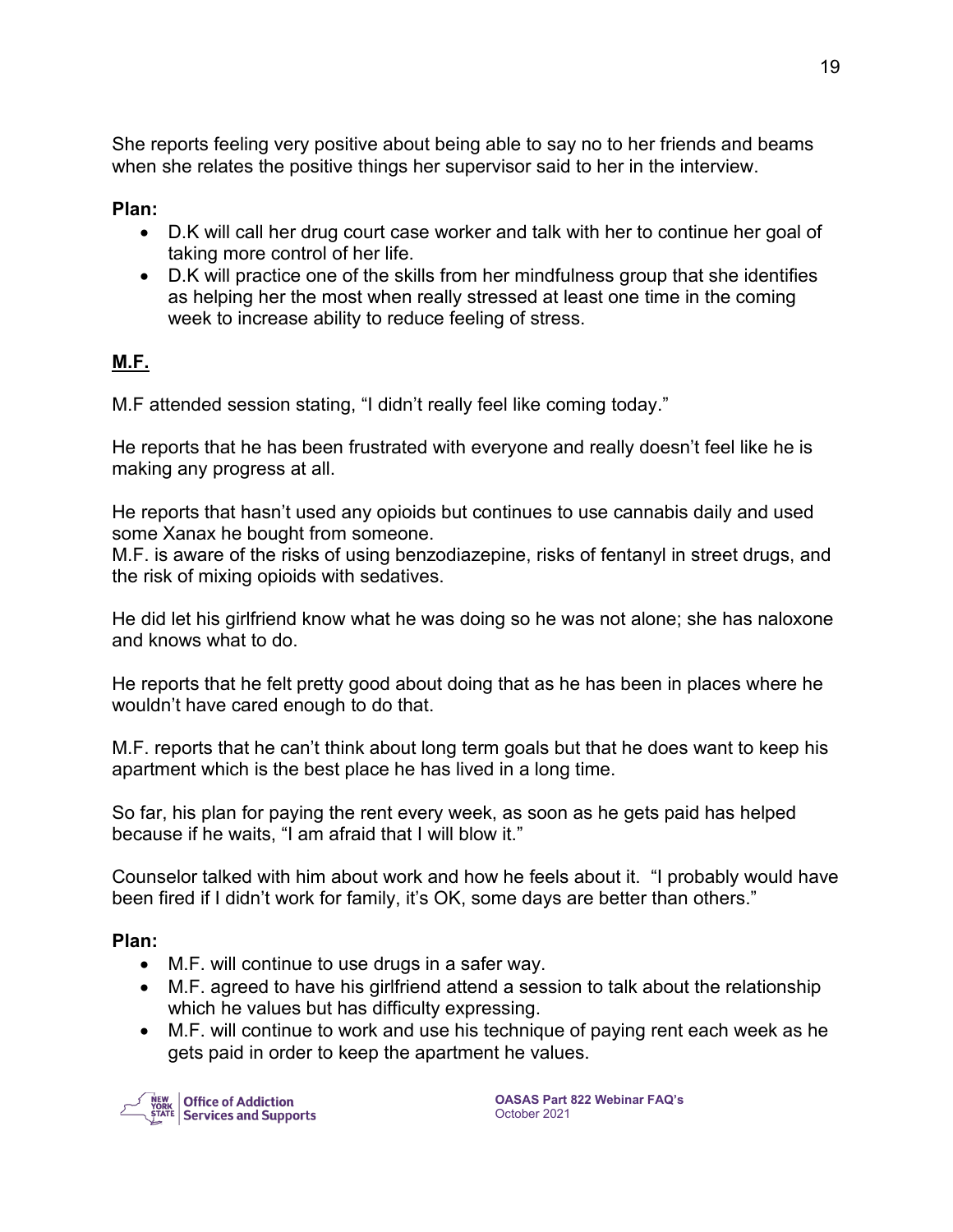She reports feeling very positive about being able to say no to her friends and beams when she relates the positive things her supervisor said to her in the interview.

**Plan:**

- D.K will call her drug court case worker and talk with her to continue her goal of taking more control of her life.
- D.K will practice one of the skills from her mindfulness group that she identifies as helping her the most when really stressed at least one time in the coming week to increase ability to reduce feeling of stress.

**M.F.**

M.F attended session stating, "I didn't really feel like coming today."

He reports that he has been frustrated with everyone and really doesn't feel like he is making any progress at all.

He reports that hasn't used any opioids but continues to use cannabis daily and used some Xanax he bought from someone.
M.F. is aware of the risks of using benzodiazepine, risks of fentanyl in street drugs, and the risk of mixing opioids with sedatives.

He did let his girlfriend know what he was doing so he was not alone; she has naloxone and knows what to do.

He reports that he felt pretty good about doing that as he has been in places where he wouldn't have cared enough to do that.

M.F. reports that he can't think about long term goals but that he does want to keep his apartment which is the best place he has lived in a long time.

So far, his plan for paying the rent every week, as soon as he gets paid has helped because if he waits, "I am afraid that I will blow it."

Counselor talked with him about work and how he feels about it. "I probably would have been fired if I didn't work for family, it's OK, some days are better than others."

**Plan:**

- M.F. will continue to use drugs in a safer way.
- M.F. agreed to have his girlfriend attend a session to talk about the relationship which he values but has difficulty expressing.
- M.F. will continue to work and use his technique of paying rent each week as he gets paid in order to keep the apartment he values.